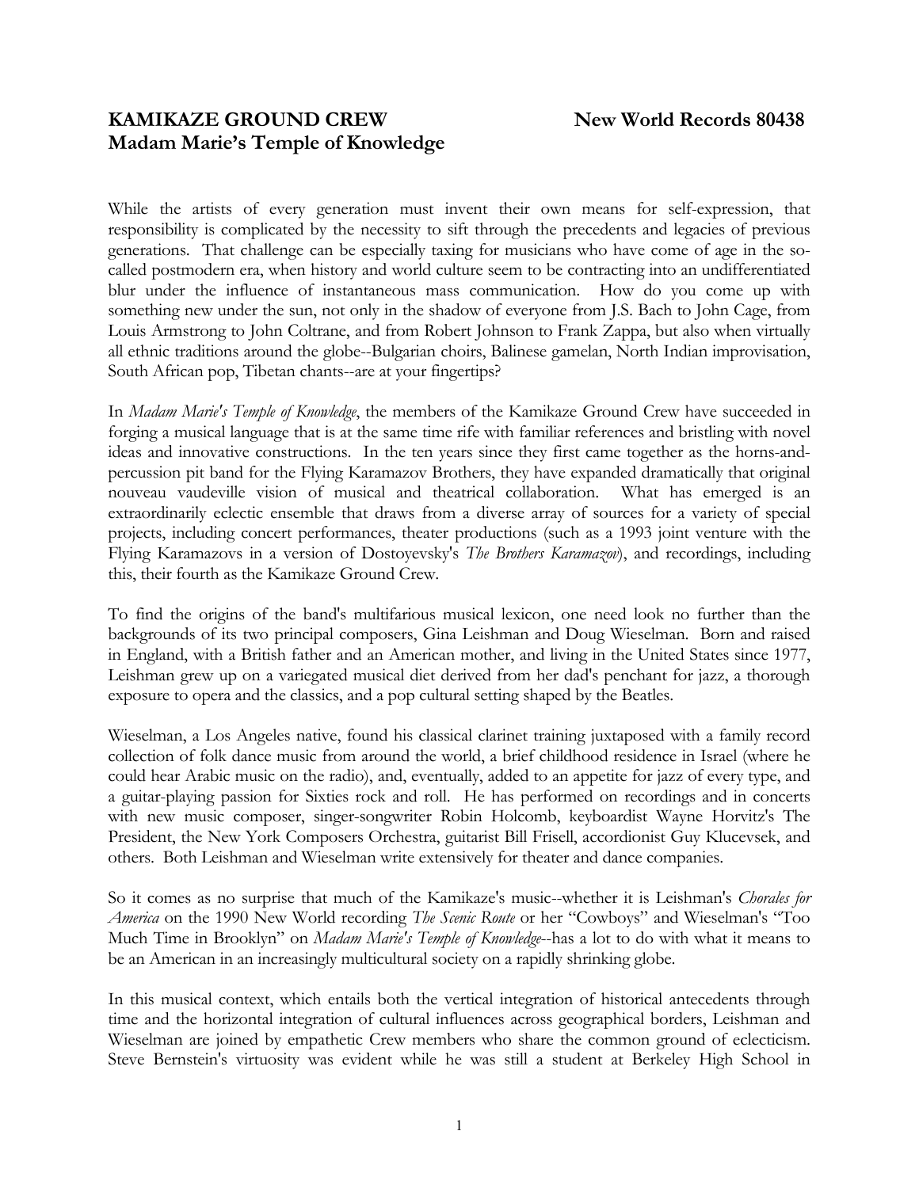**KAMIKAZE GROUND CREW** **New World Records 80438**
**Madam Marie's Temple of Knowledge**

While the artists of every generation must invent their own means for self-expression, that responsibility is complicated by the necessity to sift through the precedents and legacies of previous generations. That challenge can be especially taxing for musicians who have come of age in the so-called postmodern era, when history and world culture seem to be contracting into an undifferentiated blur under the influence of instantaneous mass communication. How do you come up with something new under the sun, not only in the shadow of everyone from J.S. Bach to John Cage, from Louis Armstrong to John Coltrane, and from Robert Johnson to Frank Zappa, but also when virtually all ethnic traditions around the globe--Bulgarian choirs, Balinese gamelan, North Indian improvisation, South African pop, Tibetan chants--are at your fingertips?

In *Madam Marie's Temple of Knowledge*, the members of the Kamikaze Ground Crew have succeeded in forging a musical language that is at the same time rife with familiar references and bristling with novel ideas and innovative constructions. In the ten years since they first came together as the horns-and-percussion pit band for the Flying Karamazov Brothers, they have expanded dramatically that original nouveau vaudeville vision of musical and theatrical collaboration. What has emerged is an extraordinarily eclectic ensemble that draws from a diverse array of sources for a variety of special projects, including concert performances, theater productions (such as a 1993 joint venture with the Flying Karamazovs in a version of Dostoyevsky's *The Brothers Karamazov*), and recordings, including this, their fourth as the Kamikaze Ground Crew.

To find the origins of the band's multifarious musical lexicon, one need look no further than the backgrounds of its two principal composers, Gina Leishman and Doug Wieselman. Born and raised in England, with a British father and an American mother, and living in the United States since 1977, Leishman grew up on a variegated musical diet derived from her dad's penchant for jazz, a thorough exposure to opera and the classics, and a pop cultural setting shaped by the Beatles.

Wieselman, a Los Angeles native, found his classical clarinet training juxtaposed with a family record collection of folk dance music from around the world, a brief childhood residence in Israel (where he could hear Arabic music on the radio), and, eventually, added to an appetite for jazz of every type, and a guitar-playing passion for Sixties rock and roll. He has performed on recordings and in concerts with new music composer, singer-songwriter Robin Holcomb, keyboardist Wayne Horvitz's The President, the New York Composers Orchestra, guitarist Bill Frisell, accordionist Guy Klucevsek, and others. Both Leishman and Wieselman write extensively for theater and dance companies.

So it comes as no surprise that much of the Kamikaze's music--whether it is Leishman's *Chorales for America* on the 1990 New World recording *The Scenic Route* or her "Cowboys" and Wieselman's "Too Much Time in Brooklyn" on *Madam Marie's Temple of Knowledge*--has a lot to do with what it means to be an American in an increasingly multicultural society on a rapidly shrinking globe.

In this musical context, which entails both the vertical integration of historical antecedents through time and the horizontal integration of cultural influences across geographical borders, Leishman and Wieselman are joined by empathetic Crew members who share the common ground of eclecticism. Steve Bernstein's virtuosity was evident while he was still a student at Berkeley High School in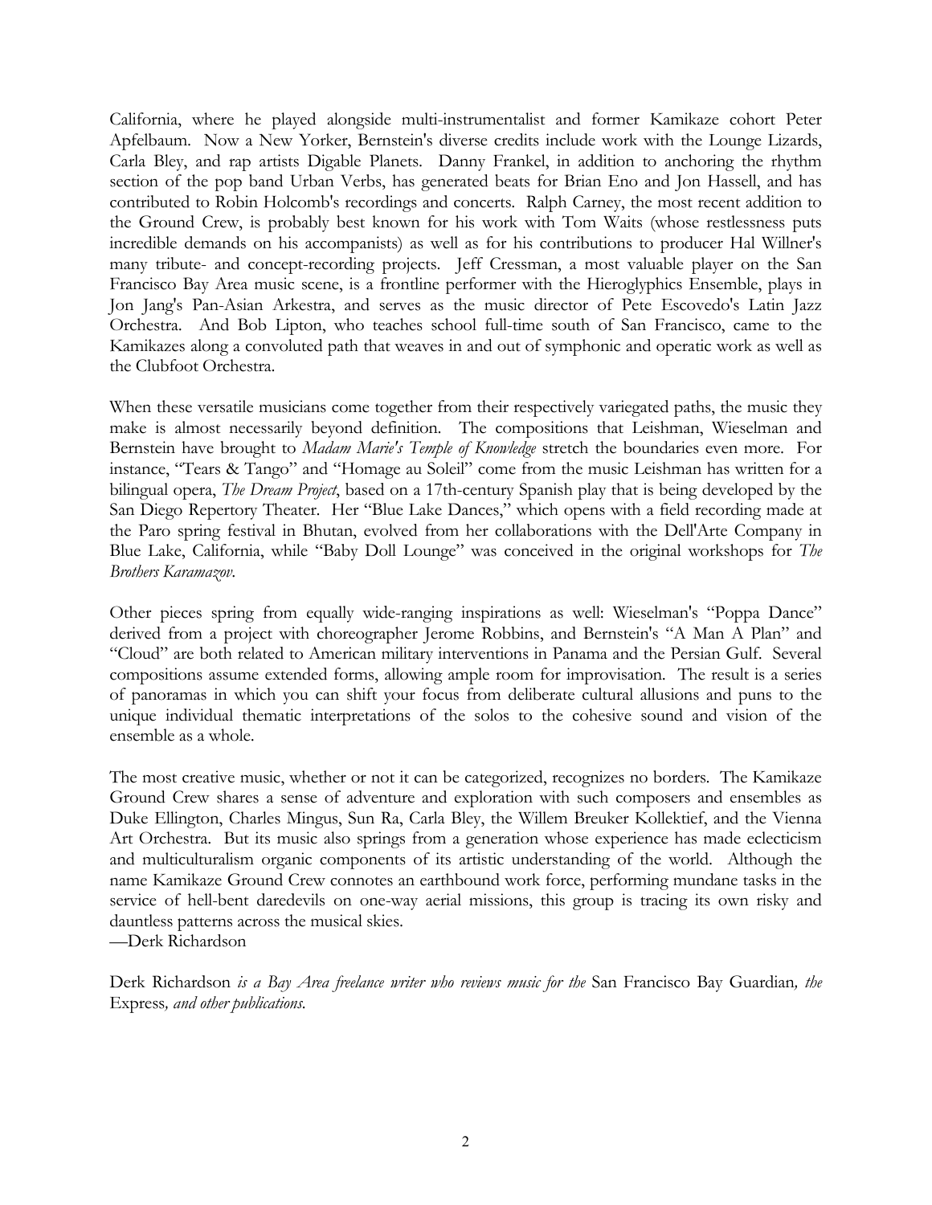California, where he played alongside multi-instrumentalist and former Kamikaze cohort Peter Apfelbaum. Now a New Yorker, Bernstein's diverse credits include work with the Lounge Lizards, Carla Bley, and rap artists Digable Planets. Danny Frankel, in addition to anchoring the rhythm section of the pop band Urban Verbs, has generated beats for Brian Eno and Jon Hassell, and has contributed to Robin Holcomb's recordings and concerts. Ralph Carney, the most recent addition to the Ground Crew, is probably best known for his work with Tom Waits (whose restlessness puts incredible demands on his accompanists) as well as for his contributions to producer Hal Willner's many tribute- and concept-recording projects. Jeff Cressman, a most valuable player on the San Francisco Bay Area music scene, is a frontline performer with the Hieroglyphics Ensemble, plays in Jon Jang's Pan-Asian Arkestra, and serves as the music director of Pete Escovedo's Latin Jazz Orchestra. And Bob Lipton, who teaches school full-time south of San Francisco, came to the Kamikazes along a convoluted path that weaves in and out of symphonic and operatic work as well as the Clubfoot Orchestra.

When these versatile musicians come together from their respectively variegated paths, the music they make is almost necessarily beyond definition. The compositions that Leishman, Wieselman and Bernstein have brought to *Madam Marie's Temple of Knowledge* stretch the boundaries even more. For instance, "Tears & Tango" and "Homage au Soleil" come from the music Leishman has written for a bilingual opera, *The Dream Project*, based on a 17th-century Spanish play that is being developed by the San Diego Repertory Theater. Her "Blue Lake Dances," which opens with a field recording made at the Paro spring festival in Bhutan, evolved from her collaborations with the Dell'Arte Company in Blue Lake, California, while "Baby Doll Lounge" was conceived in the original workshops for *The Brothers Karamazov*.

Other pieces spring from equally wide-ranging inspirations as well: Wieselman's "Poppa Dance" derived from a project with choreographer Jerome Robbins, and Bernstein's "A Man A Plan" and "Cloud" are both related to American military interventions in Panama and the Persian Gulf. Several compositions assume extended forms, allowing ample room for improvisation. The result is a series of panoramas in which you can shift your focus from deliberate cultural allusions and puns to the unique individual thematic interpretations of the solos to the cohesive sound and vision of the ensemble as a whole.

The most creative music, whether or not it can be categorized, recognizes no borders. The Kamikaze Ground Crew shares a sense of adventure and exploration with such composers and ensembles as Duke Ellington, Charles Mingus, Sun Ra, Carla Bley, the Willem Breuker Kollektief, and the Vienna Art Orchestra. But its music also springs from a generation whose experience has made eclecticism and multiculturalism organic components of its artistic understanding of the world. Although the name Kamikaze Ground Crew connotes an earthbound work force, performing mundane tasks in the service of hell-bent daredevils on one-way aerial missions, this group is tracing its own risky and dauntless patterns across the musical skies.
—Derk Richardson

Derk Richardson *is a Bay Area freelance writer who reviews music for the* San Francisco Bay Guardian*, the* Express*, and other publications.*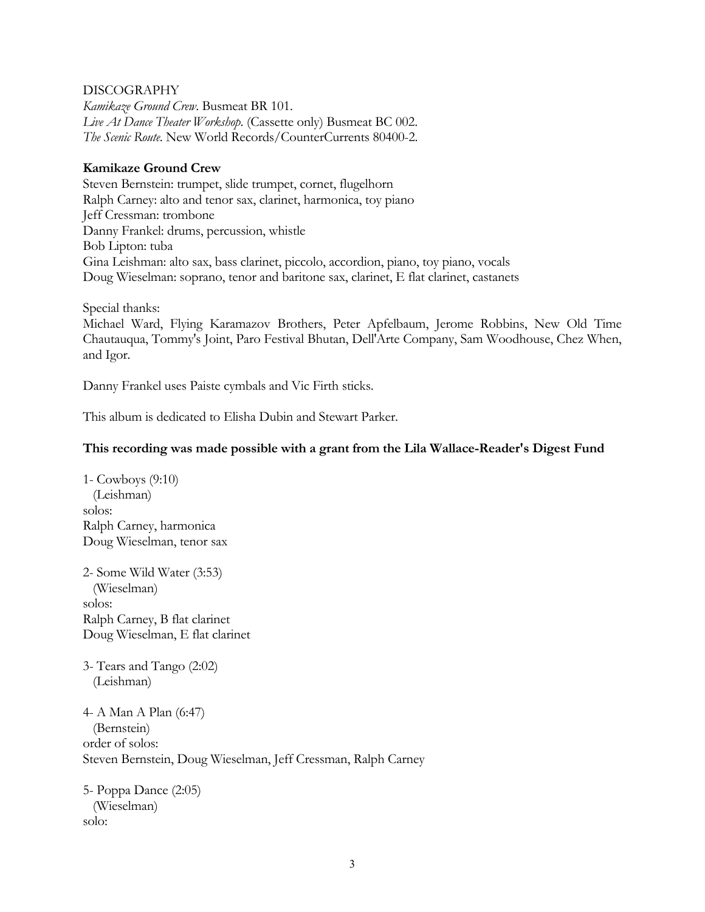DISCOGRAPHY

*Kamikaze Ground Crew*. Busmeat BR 101.
*Live At Dance Theater Workshop*. (Cassette only) Busmeat BC 002.
*The Scenic Route*. New World Records/CounterCurrents 80400-2.

**Kamikaze Ground Crew**

Steven Bernstein: trumpet, slide trumpet, cornet, flugelhorn
Ralph Carney: alto and tenor sax, clarinet, harmonica, toy piano
Jeff Cressman: trombone
Danny Frankel: drums, percussion, whistle
Bob Lipton: tuba
Gina Leishman: alto sax, bass clarinet, piccolo, accordion, piano, toy piano, vocals
Doug Wieselman: soprano, tenor and baritone sax, clarinet, E flat clarinet, castanets

Special thanks:
Michael Ward, Flying Karamazov Brothers, Peter Apfelbaum, Jerome Robbins, New Old Time Chautauqua, Tommy's Joint, Paro Festival Bhutan, Dell'Arte Company, Sam Woodhouse, Chez When, and Igor.

Danny Frankel uses Paiste cymbals and Vic Firth sticks.

This album is dedicated to Elisha Dubin and Stewart Parker.

**This recording was made possible with a grant from the Lila Wallace-Reader's Digest Fund**

1- Cowboys (9:10)
(Leishman)
solos:
Ralph Carney, harmonica
Doug Wieselman, tenor sax

2- Some Wild Water (3:53)
(Wieselman)
solos:
Ralph Carney, B flat clarinet
Doug Wieselman, E flat clarinet

3- Tears and Tango (2:02)
(Leishman)

4- A Man A Plan (6:47)
(Bernstein)
order of solos:
Steven Bernstein, Doug Wieselman, Jeff Cressman, Ralph Carney

5- Poppa Dance (2:05)
(Wieselman)
solo: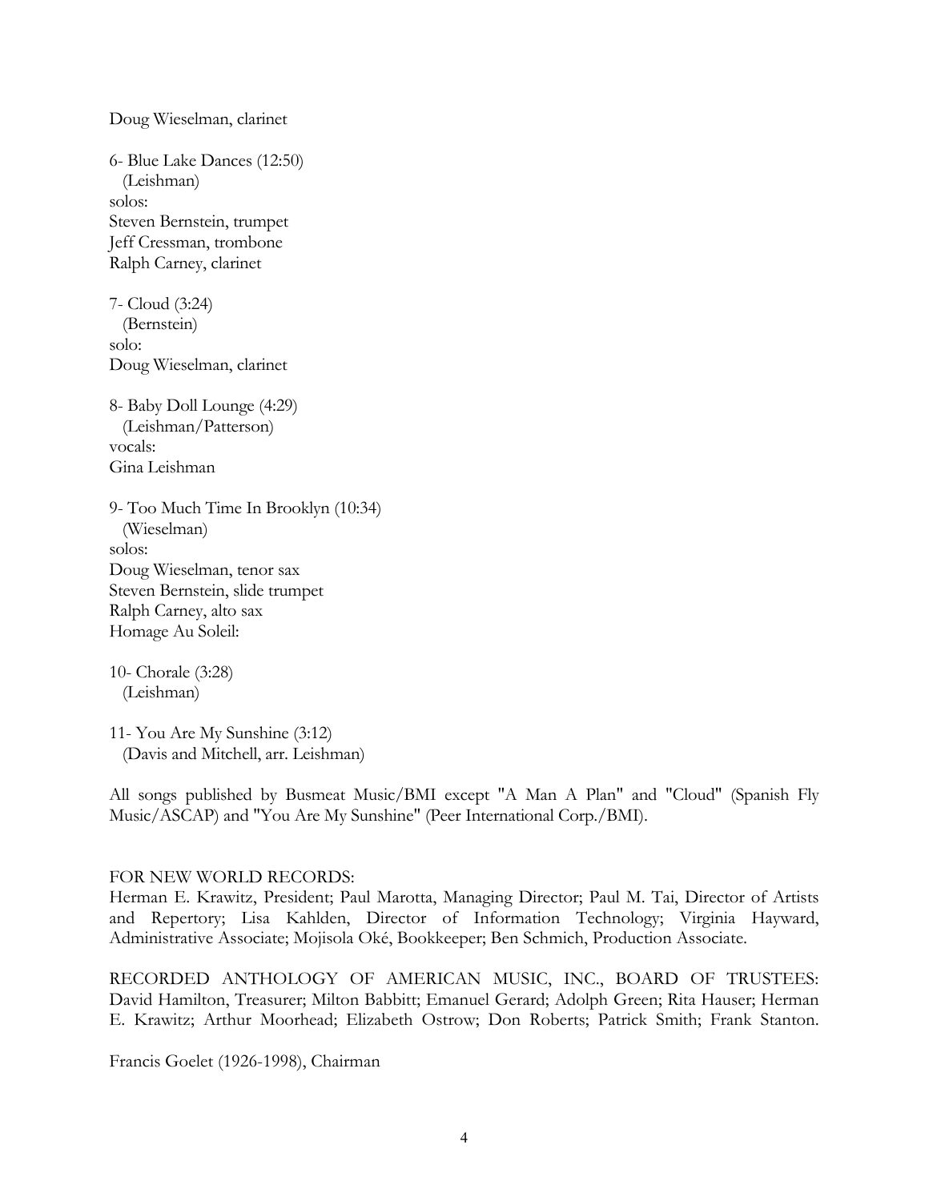Doug Wieselman, clarinet

6- Blue Lake Dances (12:50)
(Leishman)
solos:
Steven Bernstein, trumpet
Jeff Cressman, trombone
Ralph Carney, clarinet

7- Cloud (3:24)
(Bernstein)
solo:
Doug Wieselman, clarinet

8- Baby Doll Lounge (4:29)
(Leishman/Patterson)
vocals:
Gina Leishman

9- Too Much Time In Brooklyn (10:34)
(Wieselman)
solos:
Doug Wieselman, tenor sax
Steven Bernstein, slide trumpet
Ralph Carney, alto sax
Homage Au Soleil:

10- Chorale (3:28)
(Leishman)

11- You Are My Sunshine (3:12)
(Davis and Mitchell, arr. Leishman)

All songs published by Busmeat Music/BMI except "A Man A Plan" and "Cloud" (Spanish Fly Music/ASCAP) and "You Are My Sunshine" (Peer International Corp./BMI).

FOR NEW WORLD RECORDS:
Herman E. Krawitz, President; Paul Marotta, Managing Director; Paul M. Tai, Director of Artists and Repertory; Lisa Kahlden, Director of Information Technology; Virginia Hayward, Administrative Associate; Mojisola Oké, Bookkeeper; Ben Schmich, Production Associate.

RECORDED ANTHOLOGY OF AMERICAN MUSIC, INC., BOARD OF TRUSTEES:
David Hamilton, Treasurer; Milton Babbitt; Emanuel Gerard; Adolph Green; Rita Hauser; Herman E. Krawitz; Arthur Moorhead; Elizabeth Ostrow; Don Roberts; Patrick Smith; Frank Stanton.

Francis Goelet (1926-1998), Chairman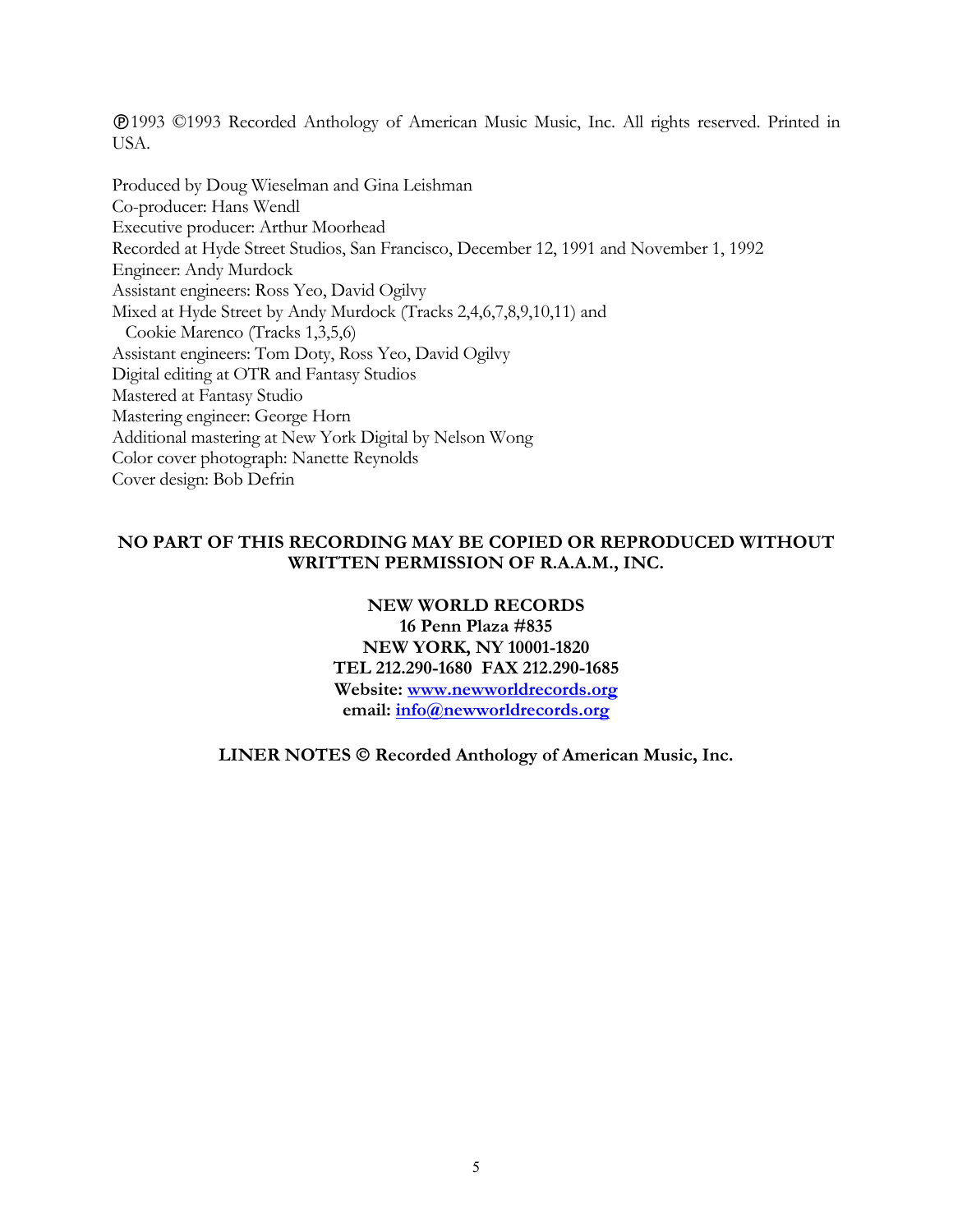℗1993 ©1993 Recorded Anthology of American Music Music, Inc. All rights reserved. Printed in USA.

Produced by Doug Wieselman and Gina Leishman
Co-producer: Hans Wendl
Executive producer: Arthur Moorhead
Recorded at Hyde Street Studios, San Francisco, December 12, 1991 and November 1, 1992
Engineer: Andy Murdock
Assistant engineers: Ross Yeo, David Ogilvy
Mixed at Hyde Street by Andy Murdock (Tracks 2,4,6,7,8,9,10,11) and
  Cookie Marenco (Tracks 1,3,5,6)
Assistant engineers: Tom Doty, Ross Yeo, David Ogilvy
Digital editing at OTR and Fantasy Studios
Mastered at Fantasy Studio
Mastering engineer: George Horn
Additional mastering at New York Digital by Nelson Wong
Color cover photograph: Nanette Reynolds
Cover design: Bob Defrin

**NO PART OF THIS RECORDING MAY BE COPIED OR REPRODUCED WITHOUT WRITTEN PERMISSION OF R.A.A.M., INC.**

**NEW WORLD RECORDS**
**16 Penn Plaza #835**
**NEW YORK, NY 10001-1820**
**TEL 212.290-1680 FAX 212.290-1685**
**Website: www.newworldrecords.org**
**email: info@newworldrecords.org**

**LINER NOTES © Recorded Anthology of American Music, Inc.**